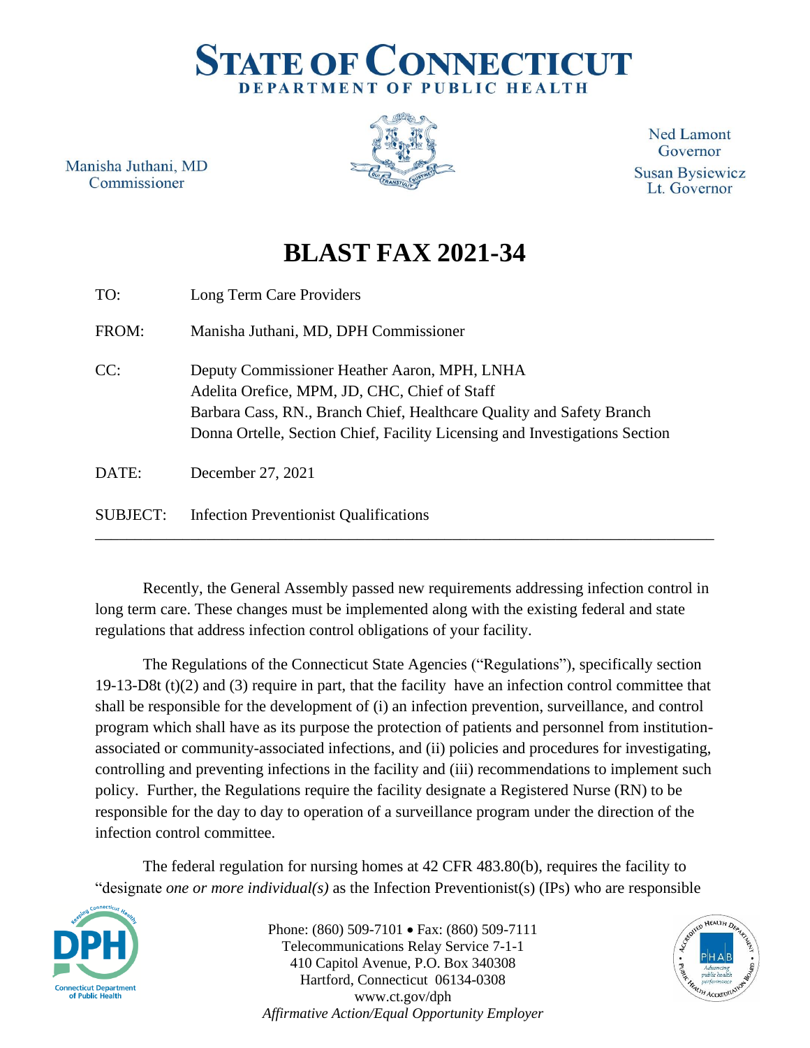# STATE OF CONNECTICUT
## DEPARTMENT OF PUBLIC HEALTH

Manisha Juthani, MD
Commissioner

Ned Lamont
Governor
Susan Bysiewicz
Lt. Governor

# BLAST FAX 2021-34

TO: Long Term Care Providers

FROM: Manisha Juthani, MD, DPH Commissioner

CC: Deputy Commissioner Heather Aaron, MPH, LNHA
Adelita Orefice, MPM, JD, CHC, Chief of Staff
Barbara Cass, RN., Branch Chief, Healthcare Quality and Safety Branch
Donna Ortelle, Section Chief, Facility Licensing and Investigations Section

DATE: December 27, 2021

SUBJECT: Infection Preventionist Qualifications

---

Recently, the General Assembly passed new requirements addressing infection control in long term care. These changes must be implemented along with the existing federal and state regulations that address infection control obligations of your facility.

The Regulations of the Connecticut State Agencies ("Regulations"), specifically section 19-13-D8t (t)(2) and (3) require in part, that the facility have an infection control committee that shall be responsible for the development of (i) an infection prevention, surveillance, and control program which shall have as its purpose the protection of patients and personnel from institution-associated or community-associated infections, and (ii) policies and procedures for investigating, controlling and preventing infections in the facility and (iii) recommendations to implement such policy. Further, the Regulations require the facility designate a Registered Nurse (RN) to be responsible for the day to day to operation of a surveillance program under the direction of the infection control committee.

The federal regulation for nursing homes at 42 CFR 483.80(b), requires the facility to "designate *one or more individual(s)* as the Infection Preventionist(s) (IPs) who are responsible

Phone: (860) 509-7101 • Fax: (860) 509-7111
Telecommunications Relay Service 7-1-1
410 Capitol Avenue, P.O. Box 340308
Hartford, Connecticut 06134-0308
www.ct.gov/dph
*Affirmative Action/Equal Opportunity Employer*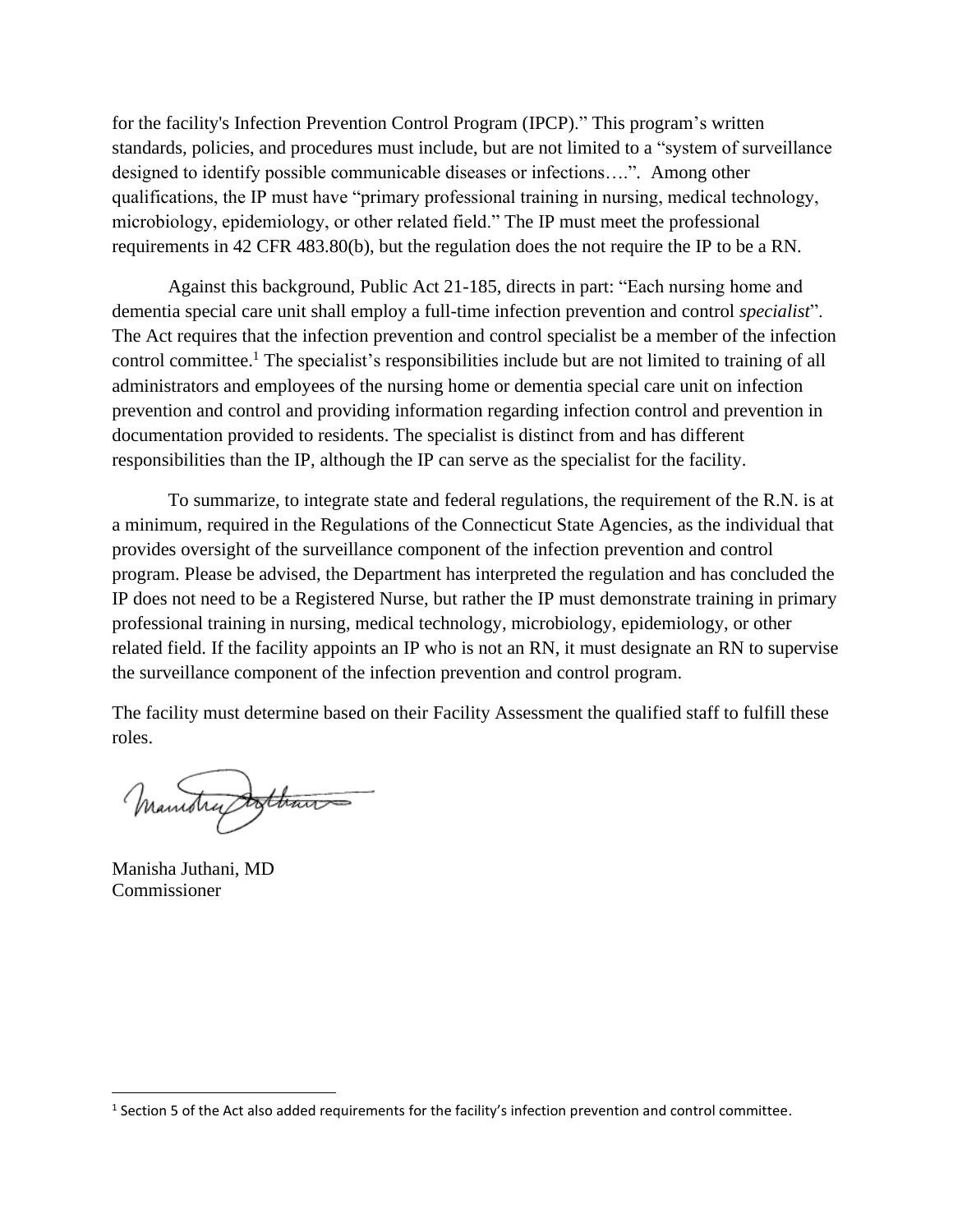for the facility's Infection Prevention Control Program (IPCP)." This program's written standards, policies, and procedures must include, but are not limited to a "system of surveillance designed to identify possible communicable diseases or infections….". Among other qualifications, the IP must have "primary professional training in nursing, medical technology, microbiology, epidemiology, or other related field." The IP must meet the professional requirements in 42 CFR 483.80(b), but the regulation does the not require the IP to be a RN.

Against this background, Public Act 21-185, directs in part: "Each nursing home and dementia special care unit shall employ a full-time infection prevention and control *specialist*". The Act requires that the infection prevention and control specialist be a member of the infection control committee.[1] The specialist's responsibilities include but are not limited to training of all administrators and employees of the nursing home or dementia special care unit on infection prevention and control and providing information regarding infection control and prevention in documentation provided to residents. The specialist is distinct from and has different responsibilities than the IP, although the IP can serve as the specialist for the facility.

To summarize, to integrate state and federal regulations, the requirement of the R.N. is at a minimum, required in the Regulations of the Connecticut State Agencies, as the individual that provides oversight of the surveillance component of the infection prevention and control program. Please be advised, the Department has interpreted the regulation and has concluded the IP does not need to be a Registered Nurse, but rather the IP must demonstrate training in primary professional training in nursing, medical technology, microbiology, epidemiology, or other related field. If the facility appoints an IP who is not an RN, it must designate an RN to supervise the surveillance component of the infection prevention and control program.

The facility must determine based on their Facility Assessment the qualified staff to fulfill these roles.

Manisha Juthani, MD
Commissioner

[1] Section 5 of the Act also added requirements for the facility's infection prevention and control committee.